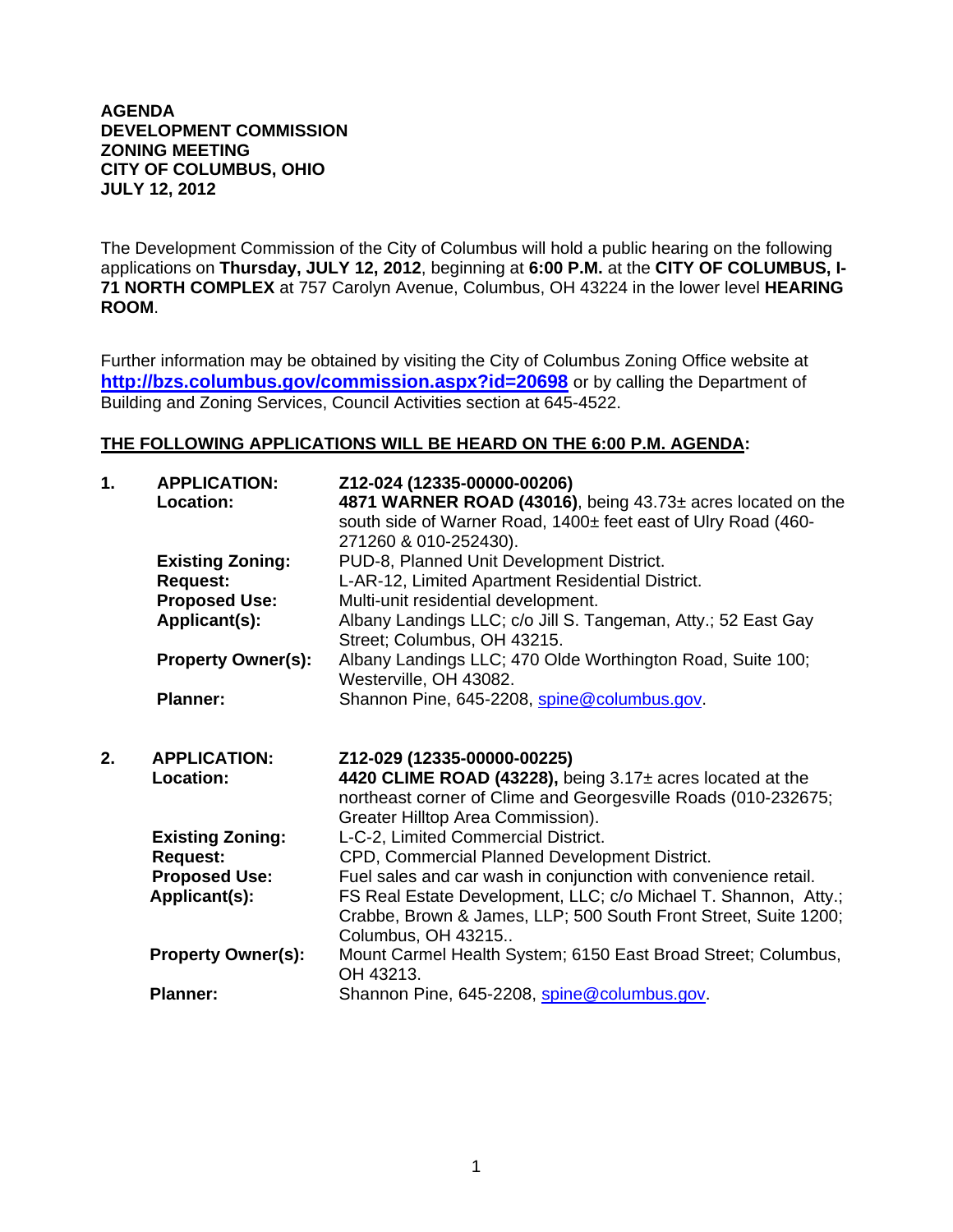**AGENDA**
**DEVELOPMENT COMMISSION**
**ZONING MEETING**
**CITY OF COLUMBUS, OHIO**
**JULY 12, 2012**

The Development Commission of the City of Columbus will hold a public hearing on the following applications on **Thursday, JULY 12, 2012**, beginning at **6:00 P.M.** at the **CITY OF COLUMBUS, I-71 NORTH COMPLEX** at 757 Carolyn Avenue, Columbus, OH 43224 in the lower level **HEARING ROOM**.

Further information may be obtained by visiting the City of Columbus Zoning Office website at **http://bzs.columbus.gov/commission.aspx?id=20698** or by calling the Department of Building and Zoning Services, Council Activities section at 645-4522.

**THE FOLLOWING APPLICATIONS WILL BE HEARD ON THE 6:00 P.M. AGENDA:**

**1. APPLICATION:** **Z12-024 (12335-00000-00206)**
**Location:** **4871 WARNER ROAD (43016)**, being 43.73± acres located on the south side of Warner Road, 1400± feet east of Ulry Road (460-271260 & 010-252430).
**Existing Zoning:** PUD-8, Planned Unit Development District.
**Request:** L-AR-12, Limited Apartment Residential District.
**Proposed Use:** Multi-unit residential development.
**Applicant(s):** Albany Landings LLC; c/o Jill S. Tangeman, Atty.; 52 East Gay Street; Columbus, OH 43215.
**Property Owner(s):** Albany Landings LLC; 470 Olde Worthington Road, Suite 100; Westerville, OH 43082.
**Planner:** Shannon Pine, 645-2208, spine@columbus.gov.

**2. APPLICATION:** **Z12-029 (12335-00000-00225)**
**Location:** **4420 CLIME ROAD (43228),** being 3.17± acres located at the northeast corner of Clime and Georgesville Roads (010-232675; Greater Hilltop Area Commission).
**Existing Zoning:** L-C-2, Limited Commercial District.
**Request:** CPD, Commercial Planned Development District.
**Proposed Use:** Fuel sales and car wash in conjunction with convenience retail.
**Applicant(s):** FS Real Estate Development, LLC; c/o Michael T. Shannon, Atty.; Crabbe, Brown & James, LLP; 500 South Front Street, Suite 1200; Columbus, OH 43215..
**Property Owner(s):** Mount Carmel Health System; 6150 East Broad Street; Columbus, OH 43213.
**Planner:** Shannon Pine, 645-2208, spine@columbus.gov.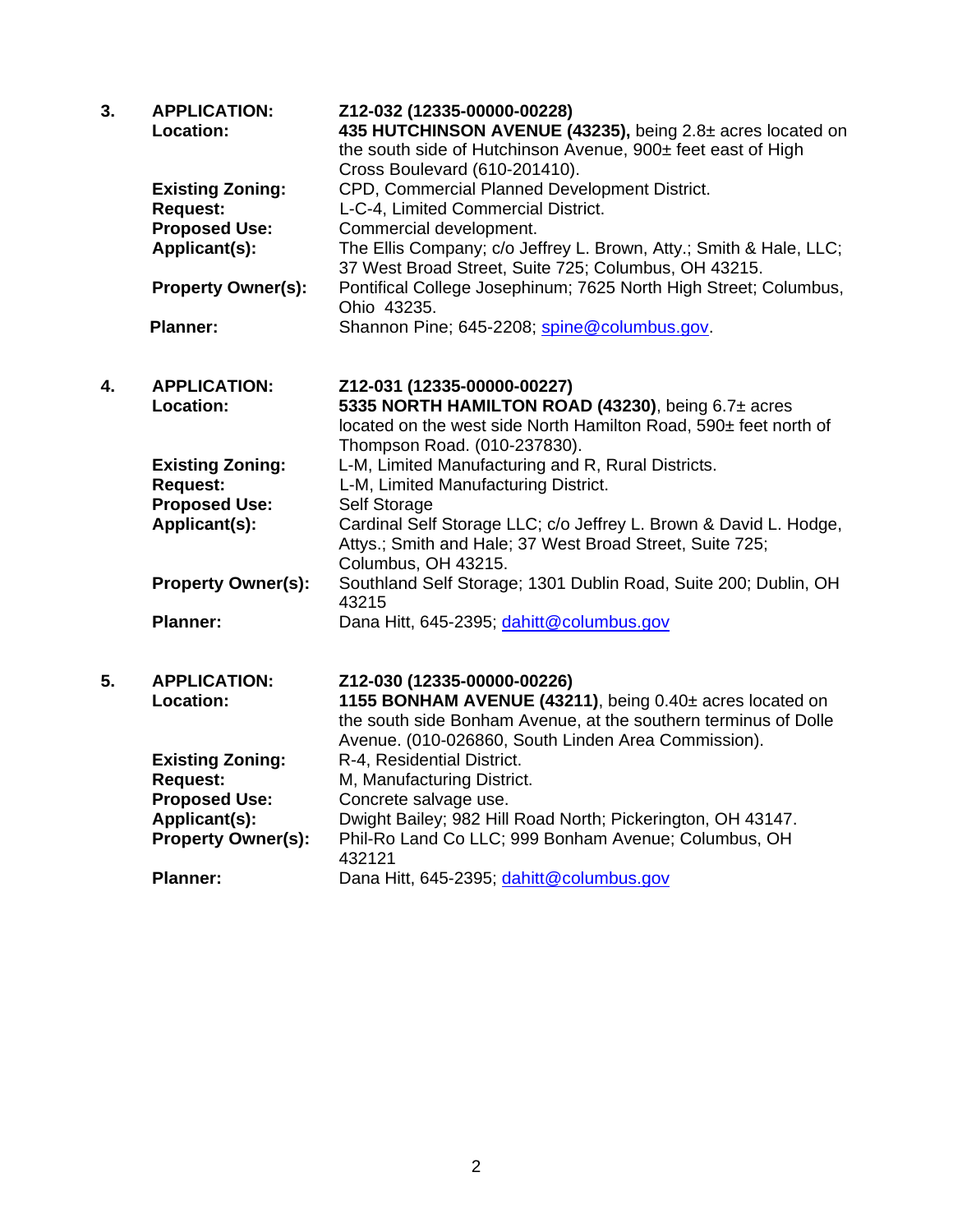**3.** **APPLICATION:** **Z12-032 (12335-00000-00228)**

**Location:** **435 HUTCHINSON AVENUE (43235),** being 2.8± acres located on the south side of Hutchinson Avenue, 900± feet east of High Cross Boulevard (610-201410).

**Existing Zoning:** CPD, Commercial Planned Development District.

**Request:** L-C-4, Limited Commercial District.

**Proposed Use:** Commercial development.

**Applicant(s):** The Ellis Company; c/o Jeffrey L. Brown, Atty.; Smith & Hale, LLC; 37 West Broad Street, Suite 725; Columbus, OH 43215.

**Property Owner(s):** Pontifical College Josephinum; 7625 North High Street; Columbus, Ohio 43235.

**Planner:** Shannon Pine; 645-2208; spine@columbus.gov.

**4.** **APPLICATION:** **Z12-031 (12335-00000-00227)**

**Location:** **5335 NORTH HAMILTON ROAD (43230)**, being 6.7± acres located on the west side North Hamilton Road, 590± feet north of Thompson Road. (010-237830).

**Existing Zoning:** L-M, Limited Manufacturing and R, Rural Districts.

**Request:** L-M, Limited Manufacturing District.

**Proposed Use:** Self Storage

**Applicant(s):** Cardinal Self Storage LLC; c/o Jeffrey L. Brown & David L. Hodge, Attys.; Smith and Hale; 37 West Broad Street, Suite 725; Columbus, OH 43215.

**Property Owner(s):** Southland Self Storage; 1301 Dublin Road, Suite 200; Dublin, OH 43215

**Planner:** Dana Hitt, 645-2395; dahitt@columbus.gov

**5.** **APPLICATION:** **Z12-030 (12335-00000-00226)**

**Location:** **1155 BONHAM AVENUE (43211)**, being 0.40± acres located on the south side Bonham Avenue, at the southern terminus of Dolle Avenue. (010-026860, South Linden Area Commission).

**Existing Zoning:** R-4, Residential District.

**Request:** M, Manufacturing District.

**Proposed Use:** Concrete salvage use.

**Applicant(s):** Dwight Bailey; 982 Hill Road North; Pickerington, OH 43147.

**Property Owner(s):** Phil-Ro Land Co LLC; 999 Bonham Avenue; Columbus, OH 432121

**Planner:** Dana Hitt, 645-2395; dahitt@columbus.gov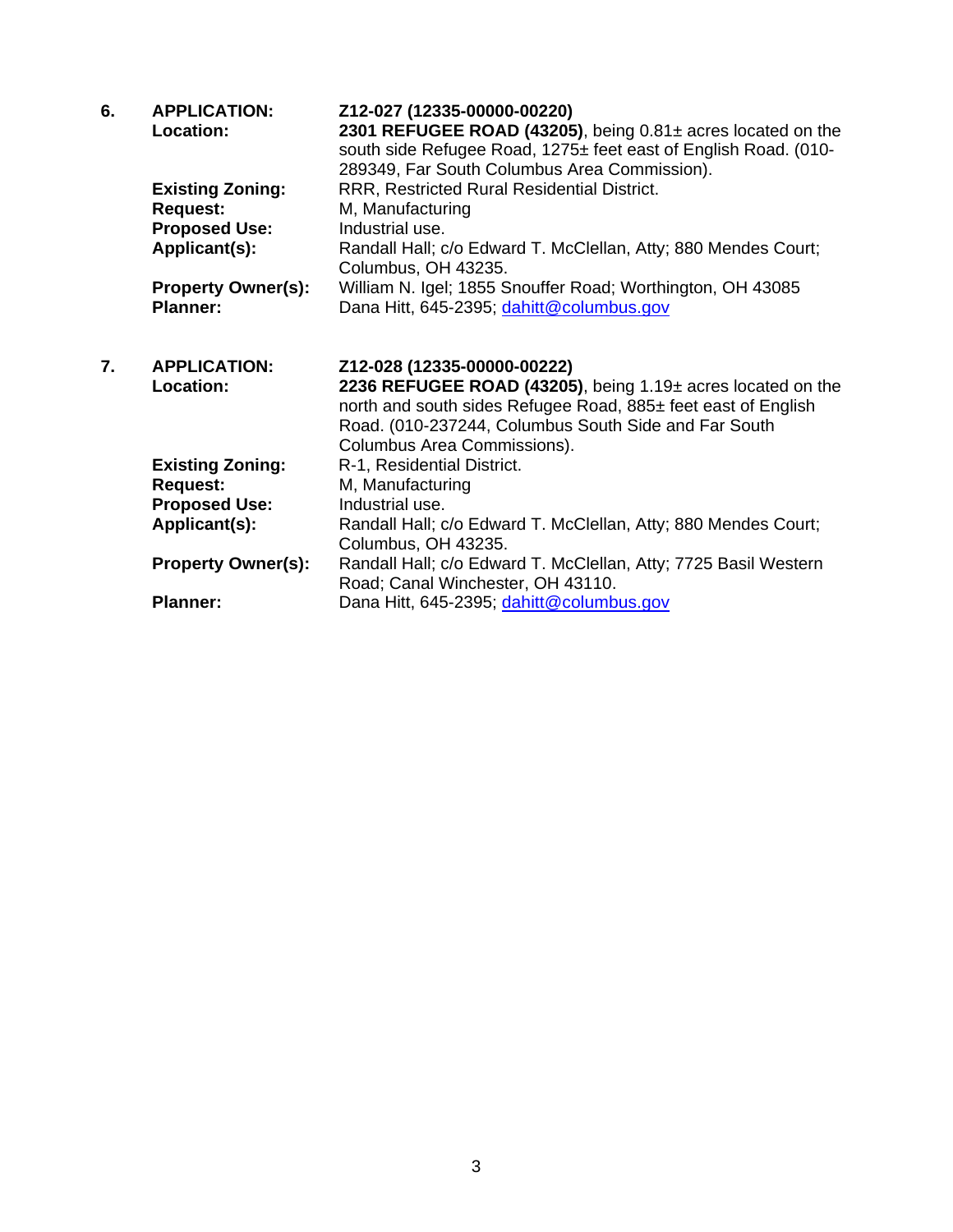6. **APPLICATION:** **Z12-027 (12335-00000-00220)**

**Location:** **2301 REFUGEE ROAD (43205)**, being 0.81± acres located on the south side Refugee Road, 1275± feet east of English Road. (010-289349, Far South Columbus Area Commission).

**Existing Zoning:** RRR, Restricted Rural Residential District.

**Request:** M, Manufacturing

**Proposed Use:** Industrial use.

**Applicant(s):** Randall Hall; c/o Edward T. McClellan, Atty; 880 Mendes Court; Columbus, OH 43235.

**Property Owner(s):** William N. Igel; 1855 Snouffer Road; Worthington, OH 43085

**Planner:** Dana Hitt, 645-2395; dahitt@columbus.gov

7. **APPLICATION:** **Z12-028 (12335-00000-00222)**

**Location:** **2236 REFUGEE ROAD (43205)**, being 1.19± acres located on the north and south sides Refugee Road, 885± feet east of English Road. (010-237244, Columbus South Side and Far South Columbus Area Commissions).

**Existing Zoning:** R-1, Residential District.

**Request:** M, Manufacturing

**Proposed Use:** Industrial use.

**Applicant(s):** Randall Hall; c/o Edward T. McClellan, Atty; 880 Mendes Court; Columbus, OH 43235.

**Property Owner(s):** Randall Hall; c/o Edward T. McClellan, Atty; 7725 Basil Western Road; Canal Winchester, OH 43110.

**Planner:** Dana Hitt, 645-2395; dahitt@columbus.gov